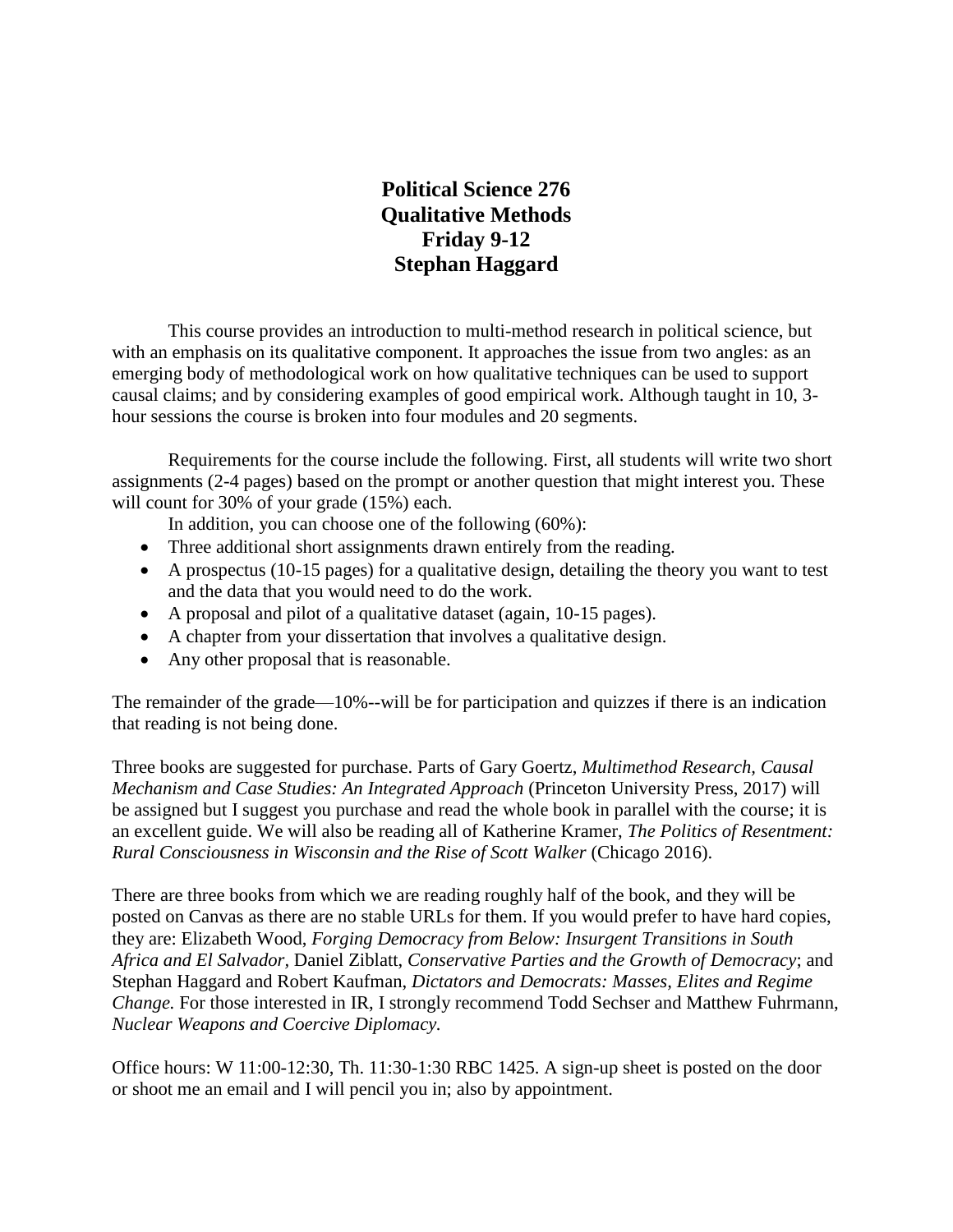# Political Science 276
# Qualitative Methods
# Friday 9-12
# Stephan Haggard

This course provides an introduction to multi-method research in political science, but with an emphasis on its qualitative component. It approaches the issue from two angles: as an emerging body of methodological work on how qualitative techniques can be used to support causal claims; and by considering examples of good empirical work. Although taught in 10, 3-hour sessions the course is broken into four modules and 20 segments.

Requirements for the course include the following. First, all students will write two short assignments (2-4 pages) based on the prompt or another question that might interest you. These will count for 30% of your grade (15%) each.

In addition, you can choose one of the following (60%):

- Three additional short assignments drawn entirely from the reading.
- A prospectus (10-15 pages) for a qualitative design, detailing the theory you want to test and the data that you would need to do the work.
- A proposal and pilot of a qualitative dataset (again, 10-15 pages).
- A chapter from your dissertation that involves a qualitative design.
- Any other proposal that is reasonable.

The remainder of the grade—10%--will be for participation and quizzes if there is an indication that reading is not being done.

Three books are suggested for purchase. Parts of Gary Goertz, *Multimethod Research, Causal Mechanism and Case Studies: An Integrated Approach* (Princeton University Press, 2017) will be assigned but I suggest you purchase and read the whole book in parallel with the course; it is an excellent guide. We will also be reading all of Katherine Kramer, *The Politics of Resentment: Rural Consciousness in Wisconsin and the Rise of Scott Walker* (Chicago 2016).

There are three books from which we are reading roughly half of the book, and they will be posted on Canvas as there are no stable URLs for them. If you would prefer to have hard copies, they are: Elizabeth Wood, *Forging Democracy from Below: Insurgent Transitions in South Africa and El Salvador*, Daniel Ziblatt, *Conservative Parties and the Growth of Democracy*; and Stephan Haggard and Robert Kaufman, *Dictators and Democrats: Masses, Elites and Regime Change.* For those interested in IR, I strongly recommend Todd Sechser and Matthew Fuhrmann, *Nuclear Weapons and Coercive Diplomacy.*

Office hours: W 11:00-12:30, Th. 11:30-1:30 RBC 1425. A sign-up sheet is posted on the door or shoot me an email and I will pencil you in; also by appointment.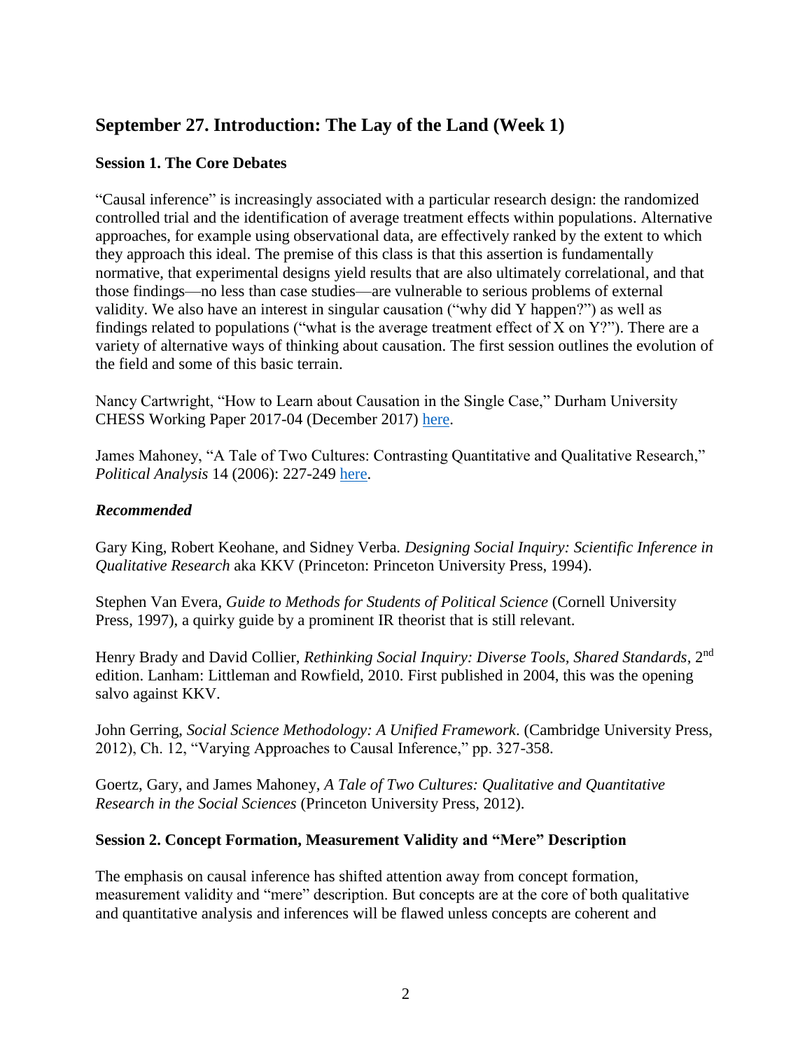## September 27. Introduction: The Lay of the Land (Week 1)

### Session 1. The Core Debates

"Causal inference" is increasingly associated with a particular research design: the randomized controlled trial and the identification of average treatment effects within populations. Alternative approaches, for example using observational data, are effectively ranked by the extent to which they approach this ideal. The premise of this class is that this assertion is fundamentally normative, that experimental designs yield results that are also ultimately correlational, and that those findings—no less than case studies—are vulnerable to serious problems of external validity. We also have an interest in singular causation ("why did Y happen?") as well as findings related to populations ("what is the average treatment effect of X on Y?"). There are a variety of alternative ways of thinking about causation. The first session outlines the evolution of the field and some of this basic terrain.

Nancy Cartwright, "How to Learn about Causation in the Single Case," Durham University CHESS Working Paper 2017-04 (December 2017) here.

James Mahoney, "A Tale of Two Cultures: Contrasting Quantitative and Qualitative Research," *Political Analysis* 14 (2006): 227-249 here.

#### *Recommended*

Gary King, Robert Keohane, and Sidney Verba. *Designing Social Inquiry: Scientific Inference in Qualitative Research* aka KKV (Princeton: Princeton University Press, 1994).

Stephen Van Evera, *Guide to Methods for Students of Political Science* (Cornell University Press, 1997), a quirky guide by a prominent IR theorist that is still relevant.

Henry Brady and David Collier, *Rethinking Social Inquiry: Diverse Tools, Shared Standards*, 2nd edition. Lanham: Littleman and Rowfield, 2010. First published in 2004, this was the opening salvo against KKV.

John Gerring, *Social Science Methodology: A Unified Framework*. (Cambridge University Press, 2012), Ch. 12, "Varying Approaches to Causal Inference," pp. 327-358.

Goertz, Gary, and James Mahoney, *A Tale of Two Cultures: Qualitative and Quantitative Research in the Social Sciences* (Princeton University Press, 2012).

### Session 2. Concept Formation, Measurement Validity and "Mere" Description

The emphasis on causal inference has shifted attention away from concept formation, measurement validity and "mere" description. But concepts are at the core of both qualitative and quantitative analysis and inferences will be flawed unless concepts are coherent and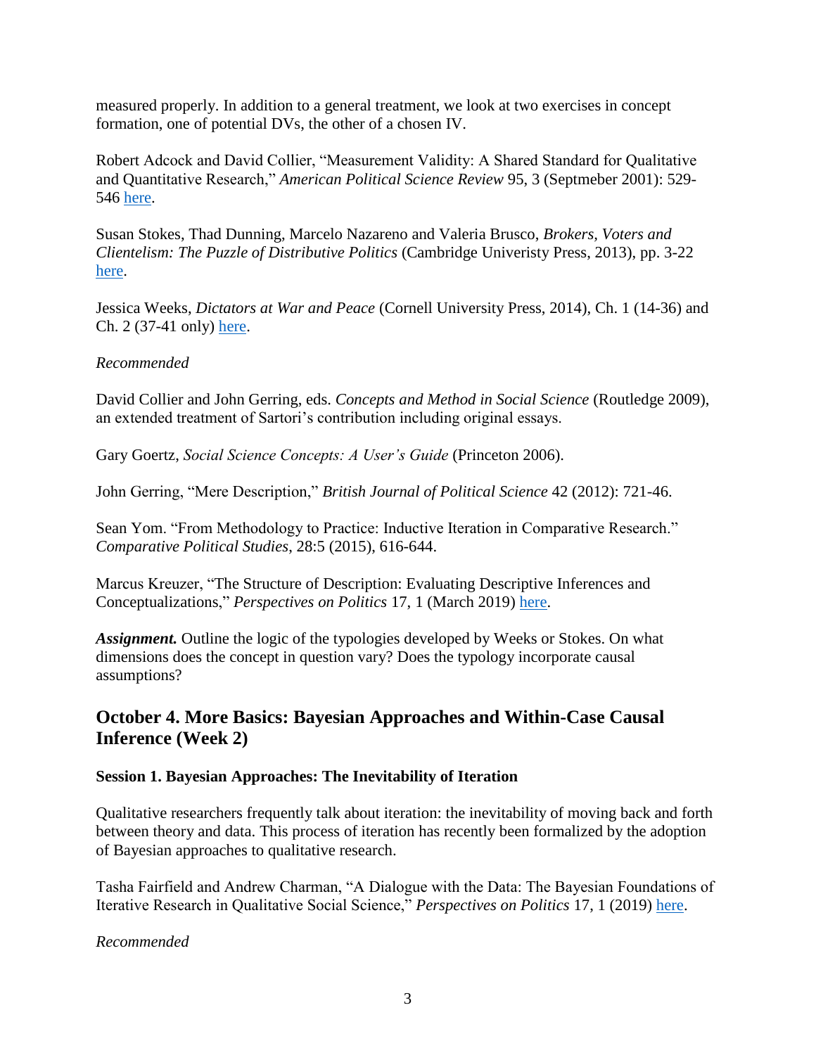measured properly. In addition to a general treatment, we look at two exercises in concept formation, one of potential DVs, the other of a chosen IV.

Robert Adcock and David Collier, "Measurement Validity: A Shared Standard for Qualitative and Quantitative Research," *American Political Science Review* 95, 3 (Septmeber 2001): 529-546 [here](here).

Susan Stokes, Thad Dunning, Marcelo Nazareno and Valeria Brusco, *Brokers, Voters and Clientelism: The Puzzle of Distributive Politics* (Cambridge Univeristy Press, 2013), pp. 3-22 [here](here).

Jessica Weeks, *Dictators at War and Peace* (Cornell University Press, 2014), Ch. 1 (14-36) and Ch. 2 (37-41 only) [here](here).

*Recommended*

David Collier and John Gerring, eds. *Concepts and Method in Social Science* (Routledge 2009), an extended treatment of Sartori's contribution including original essays.

Gary Goertz, *Social Science Concepts: A User's Guide* (Princeton 2006).

John Gerring, "Mere Description," *British Journal of Political Science* 42 (2012): 721-46.

Sean Yom. "From Methodology to Practice: Inductive Iteration in Comparative Research." *Comparative Political Studies*, 28:5 (2015), 616-644.

Marcus Kreuzer, "The Structure of Description: Evaluating Descriptive Inferences and Conceptualizations," *Perspectives on Politics* 17, 1 (March 2019) [here](here).

***Assignment.*** Outline the logic of the typologies developed by Weeks or Stokes. On what dimensions does the concept in question vary? Does the typology incorporate causal assumptions?

## October 4. More Basics: Bayesian Approaches and Within-Case Causal Inference (Week 2)

### Session 1. Bayesian Approaches: The Inevitability of Iteration

Qualitative researchers frequently talk about iteration: the inevitability of moving back and forth between theory and data. This process of iteration has recently been formalized by the adoption of Bayesian approaches to qualitative research.

Tasha Fairfield and Andrew Charman, "A Dialogue with the Data: The Bayesian Foundations of Iterative Research in Qualitative Social Science," *Perspectives on Politics* 17, 1 (2019) [here](here).

*Recommended*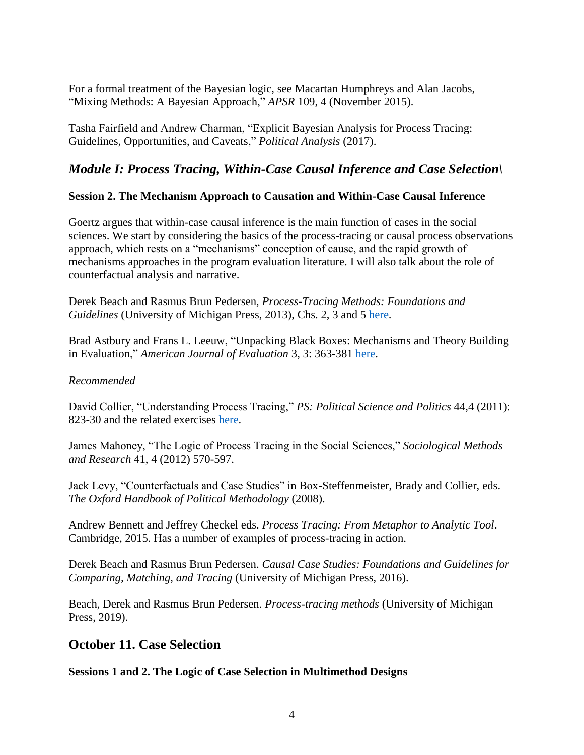For a formal treatment of the Bayesian logic, see Macartan Humphreys and Alan Jacobs, "Mixing Methods: A Bayesian Approach," *APSR* 109, 4 (November 2015).

Tasha Fairfield and Andrew Charman, "Explicit Bayesian Analysis for Process Tracing: Guidelines, Opportunities, and Caveats," *Political Analysis* (2017).

## *Module I: Process Tracing, Within-Case Causal Inference and Case Selection\*

### Session 2. The Mechanism Approach to Causation and Within-Case Causal Inference

Goertz argues that within-case causal inference is the main function of cases in the social sciences. We start by considering the basics of the process-tracing or causal process observations approach, which rests on a "mechanisms" conception of cause, and the rapid growth of mechanisms approaches in the program evaluation literature. I will also talk about the role of counterfactual analysis and narrative.

Derek Beach and Rasmus Brun Pedersen, *Process-Tracing Methods: Foundations and Guidelines* (University of Michigan Press, 2013), Chs. 2, 3 and 5 here.

Brad Astbury and Frans L. Leeuw, "Unpacking Black Boxes: Mechanisms and Theory Building in Evaluation," *American Journal of Evaluation* 3, 3: 363-381 here.

*Recommended*

David Collier, "Understanding Process Tracing," *PS: Political Science and Politics* 44,4 (2011): 823-30 and the related exercises here.

James Mahoney, "The Logic of Process Tracing in the Social Sciences," *Sociological Methods and Research* 41, 4 (2012) 570-597.

Jack Levy, "Counterfactuals and Case Studies" in Box-Steffenmeister, Brady and Collier, eds. *The Oxford Handbook of Political Methodology* (2008).

Andrew Bennett and Jeffrey Checkel eds. *Process Tracing: From Metaphor to Analytic Tool*. Cambridge, 2015. Has a number of examples of process-tracing in action.

Derek Beach and Rasmus Brun Pedersen. *Causal Case Studies: Foundations and Guidelines for Comparing, Matching, and Tracing* (University of Michigan Press, 2016).

Beach, Derek and Rasmus Brun Pedersen. *Process-tracing methods* (University of Michigan Press, 2019).

## October 11. Case Selection

### Sessions 1 and 2. The Logic of Case Selection in Multimethod Designs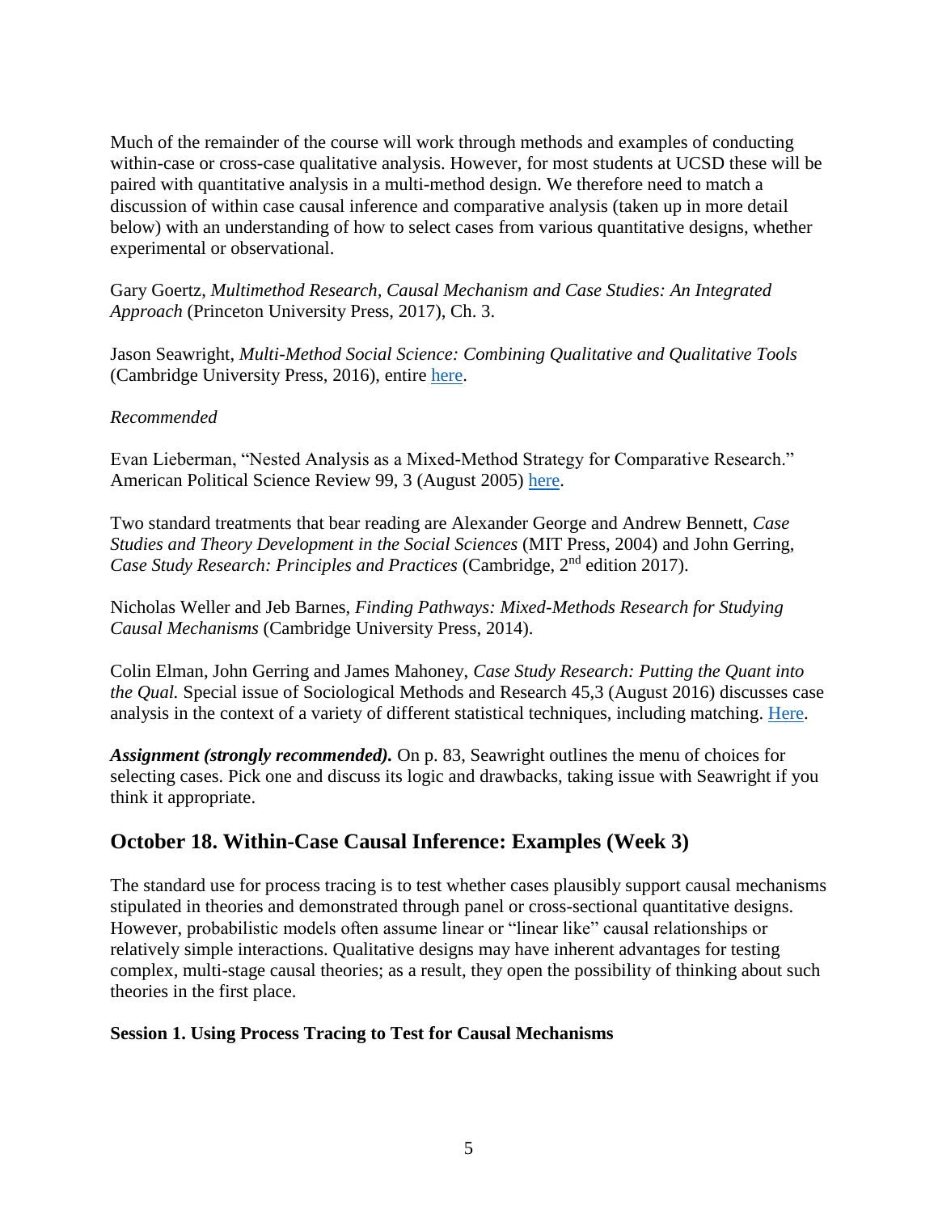Much of the remainder of the course will work through methods and examples of conducting within-case or cross-case qualitative analysis. However, for most students at UCSD these will be paired with quantitative analysis in a multi-method design. We therefore need to match a discussion of within case causal inference and comparative analysis (taken up in more detail below) with an understanding of how to select cases from various quantitative designs, whether experimental or observational.

Gary Goertz, *Multimethod Research, Causal Mechanism and Case Studies: An Integrated Approach* (Princeton University Press, 2017), Ch. 3.

Jason Seawright, *Multi-Method Social Science: Combining Qualitative and Qualitative Tools* (Cambridge University Press, 2016), entire here.

*Recommended*

Evan Lieberman, "Nested Analysis as a Mixed-Method Strategy for Comparative Research." American Political Science Review 99, 3 (August 2005) here.

Two standard treatments that bear reading are Alexander George and Andrew Bennett, *Case Studies and Theory Development in the Social Sciences* (MIT Press, 2004) and John Gerring, *Case Study Research: Principles and Practices* (Cambridge, 2nd edition 2017).

Nicholas Weller and Jeb Barnes, *Finding Pathways: Mixed-Methods Research for Studying Causal Mechanisms* (Cambridge University Press, 2014).

Colin Elman, John Gerring and James Mahoney, *Case Study Research: Putting the Quant into the Qual.* Special issue of Sociological Methods and Research 45,3 (August 2016) discusses case analysis in the context of a variety of different statistical techniques, including matching. Here.

***Assignment (strongly recommended).*** On p. 83, Seawright outlines the menu of choices for selecting cases. Pick one and discuss its logic and drawbacks, taking issue with Seawright if you think it appropriate.

## October 18. Within-Case Causal Inference: Examples (Week 3)

The standard use for process tracing is to test whether cases plausibly support causal mechanisms stipulated in theories and demonstrated through panel or cross-sectional quantitative designs. However, probabilistic models often assume linear or "linear like" causal relationships or relatively simple interactions. Qualitative designs may have inherent advantages for testing complex, multi-stage causal theories; as a result, they open the possibility of thinking about such theories in the first place.

**Session 1. Using Process Tracing to Test for Causal Mechanisms**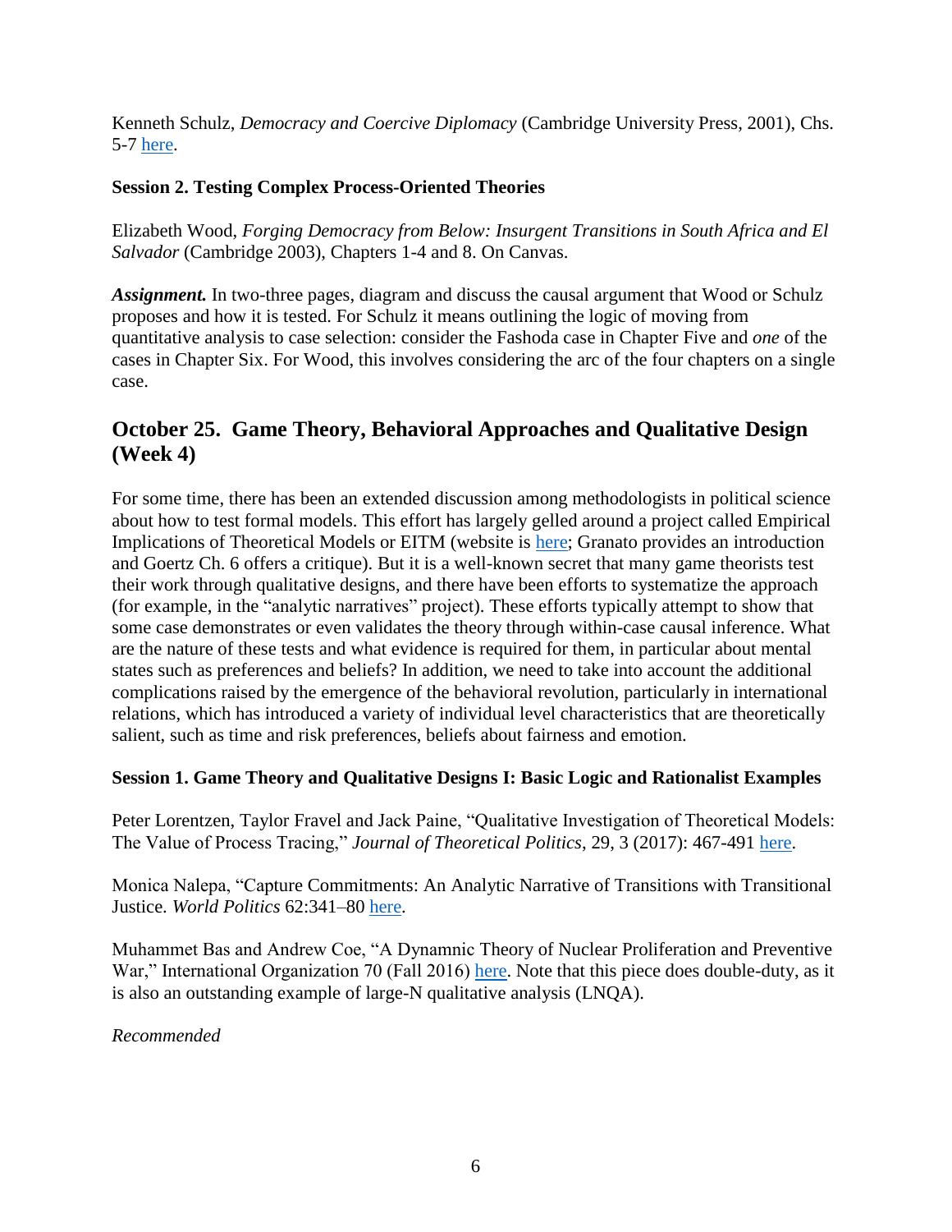Kenneth Schulz, *Democracy and Coercive Diplomacy* (Cambridge University Press, 2001), Chs. 5-7 here.

**Session 2. Testing Complex Process-Oriented Theories**

Elizabeth Wood, *Forging Democracy from Below: Insurgent Transitions in South Africa and El Salvador* (Cambridge 2003), Chapters 1-4 and 8. On Canvas.

***Assignment.*** In two-three pages, diagram and discuss the causal argument that Wood or Schulz proposes and how it is tested. For Schulz it means outlining the logic of moving from quantitative analysis to case selection: consider the Fashoda case in Chapter Five and *one* of the cases in Chapter Six. For Wood, this involves considering the arc of the four chapters on a single case.

## October 25. Game Theory, Behavioral Approaches and Qualitative Design (Week 4)

For some time, there has been an extended discussion among methodologists in political science about how to test formal models. This effort has largely gelled around a project called Empirical Implications of Theoretical Models or EITM (website is here; Granato provides an introduction and Goertz Ch. 6 offers a critique). But it is a well-known secret that many game theorists test their work through qualitative designs, and there have been efforts to systematize the approach (for example, in the "analytic narratives" project). These efforts typically attempt to show that some case demonstrates or even validates the theory through within-case causal inference. What are the nature of these tests and what evidence is required for them, in particular about mental states such as preferences and beliefs? In addition, we need to take into account the additional complications raised by the emergence of the behavioral revolution, particularly in international relations, which has introduced a variety of individual level characteristics that are theoretically salient, such as time and risk preferences, beliefs about fairness and emotion.

**Session 1. Game Theory and Qualitative Designs I: Basic Logic and Rationalist Examples**

Peter Lorentzen, Taylor Fravel and Jack Paine, "Qualitative Investigation of Theoretical Models: The Value of Process Tracing," *Journal of Theoretical Politics*, 29, 3 (2017): 467-491 here.

Monica Nalepa, "Capture Commitments: An Analytic Narrative of Transitions with Transitional Justice. *World Politics* 62:341–80 here.

Muhammet Bas and Andrew Coe, "A Dynamnic Theory of Nuclear Proliferation and Preventive War," International Organization 70 (Fall 2016) here. Note that this piece does double-duty, as it is also an outstanding example of large-N qualitative analysis (LNQA).

*Recommended*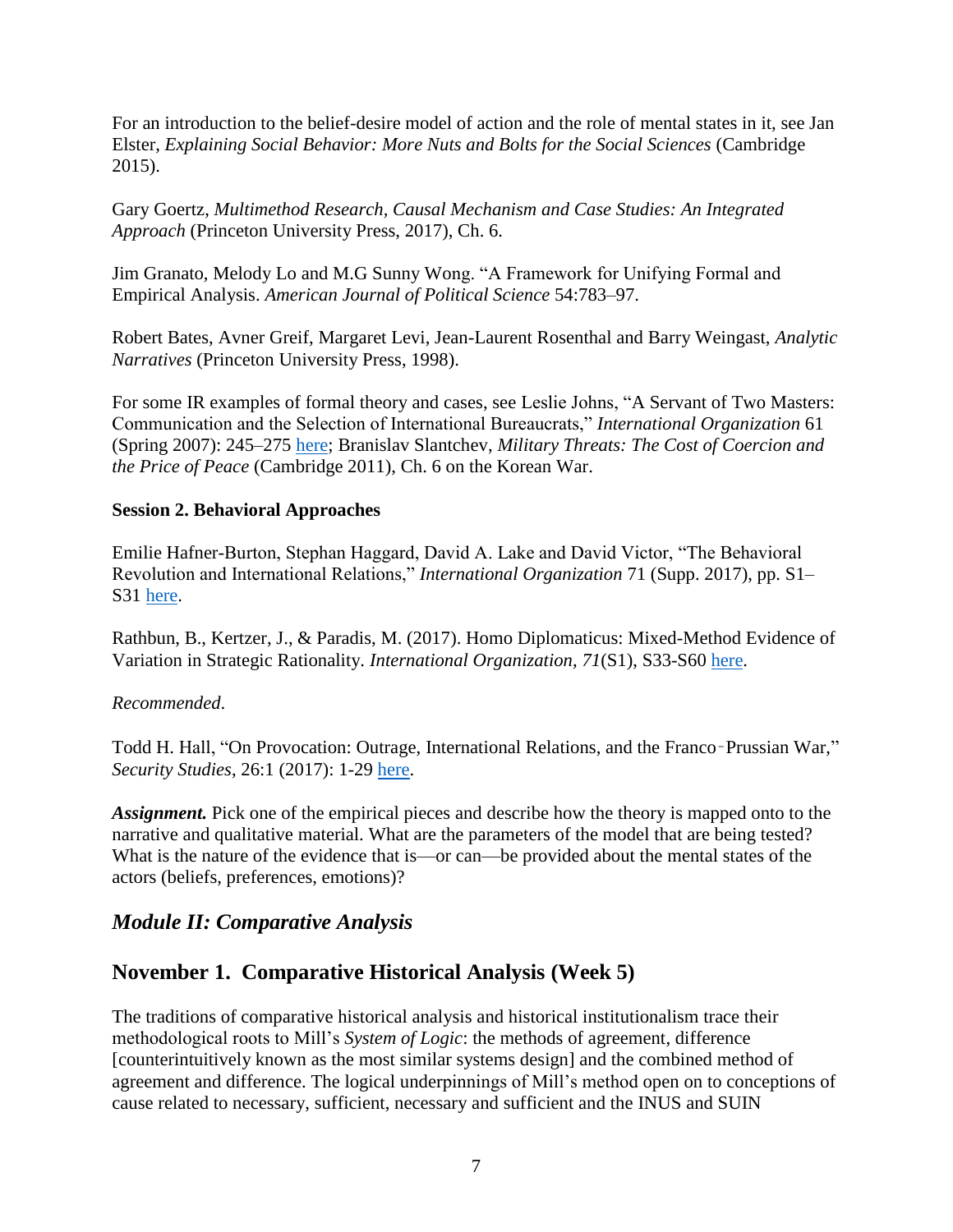For an introduction to the belief-desire model of action and the role of mental states in it, see Jan Elster, *Explaining Social Behavior: More Nuts and Bolts for the Social Sciences* (Cambridge 2015).

Gary Goertz, *Multimethod Research, Causal Mechanism and Case Studies: An Integrated Approach* (Princeton University Press, 2017), Ch. 6.

Jim Granato, Melody Lo and M.G Sunny Wong. "A Framework for Unifying Formal and Empirical Analysis. *American Journal of Political Science* 54:783–97.

Robert Bates, Avner Greif, Margaret Levi, Jean-Laurent Rosenthal and Barry Weingast, *Analytic Narratives* (Princeton University Press, 1998).

For some IR examples of formal theory and cases, see Leslie Johns, "A Servant of Two Masters: Communication and the Selection of International Bureaucrats," *International Organization* 61 (Spring 2007): 245–275 here; Branislav Slantchev, *Military Threats: The Cost of Coercion and the Price of Peace* (Cambridge 2011), Ch. 6 on the Korean War.

**Session 2. Behavioral Approaches**

Emilie Hafner-Burton, Stephan Haggard, David A. Lake and David Victor, "The Behavioral Revolution and International Relations," *International Organization* 71 (Supp. 2017), pp. S1–S31 here.

Rathbun, B., Kertzer, J., & Paradis, M. (2017). Homo Diplomaticus: Mixed-Method Evidence of Variation in Strategic Rationality. *International Organization*, *71*(S1), S33-S60 here.

*Recommended*.

Todd H. Hall, "On Provocation: Outrage, International Relations, and the Franco‑Prussian War," *Security Studies*, 26:1 (2017): 1-29 here.

***Assignment.*** Pick one of the empirical pieces and describe how the theory is mapped onto to the narrative and qualitative material. What are the parameters of the model that are being tested? What is the nature of the evidence that is—or can—be provided about the mental states of the actors (beliefs, preferences, emotions)?

## *Module II: Comparative Analysis*

## November 1. Comparative Historical Analysis (Week 5)

The traditions of comparative historical analysis and historical institutionalism trace their methodological roots to Mill's *System of Logic*: the methods of agreement, difference [counterintuitively known as the most similar systems design] and the combined method of agreement and difference. The logical underpinnings of Mill's method open on to conceptions of cause related to necessary, sufficient, necessary and sufficient and the INUS and SUIN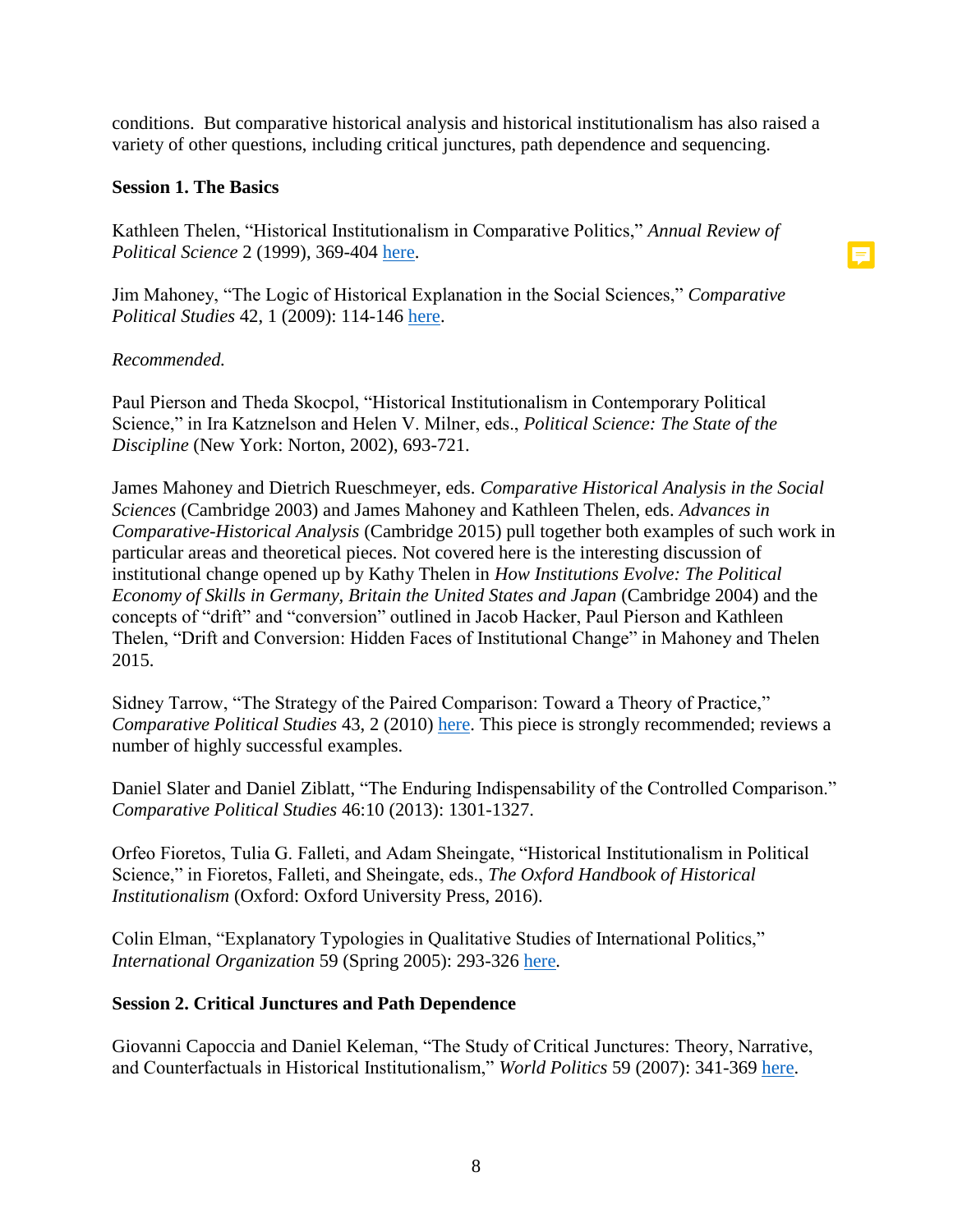conditions. But comparative historical analysis and historical institutionalism has also raised a variety of other questions, including critical junctures, path dependence and sequencing.

**Session 1. The Basics**

Kathleen Thelen, "Historical Institutionalism in Comparative Politics," *Annual Review of Political Science* 2 (1999), 369-404 here.

Jim Mahoney, "The Logic of Historical Explanation in the Social Sciences," *Comparative Political Studies* 42, 1 (2009): 114-146 here.

*Recommended.*

Paul Pierson and Theda Skocpol, "Historical Institutionalism in Contemporary Political Science," in Ira Katznelson and Helen V. Milner, eds., *Political Science: The State of the Discipline* (New York: Norton, 2002), 693-721.

James Mahoney and Dietrich Rueschmeyer, eds. *Comparative Historical Analysis in the Social Sciences* (Cambridge 2003) and James Mahoney and Kathleen Thelen, eds. *Advances in Comparative-Historical Analysis* (Cambridge 2015) pull together both examples of such work in particular areas and theoretical pieces. Not covered here is the interesting discussion of institutional change opened up by Kathy Thelen in *How Institutions Evolve: The Political Economy of Skills in Germany, Britain the United States and Japan* (Cambridge 2004) and the concepts of "drift" and "conversion" outlined in Jacob Hacker, Paul Pierson and Kathleen Thelen, "Drift and Conversion: Hidden Faces of Institutional Change" in Mahoney and Thelen 2015.

Sidney Tarrow, "The Strategy of the Paired Comparison: Toward a Theory of Practice," *Comparative Political Studies* 43, 2 (2010) here. This piece is strongly recommended; reviews a number of highly successful examples.

Daniel Slater and Daniel Ziblatt, "The Enduring Indispensability of the Controlled Comparison." *Comparative Political Studies* 46:10 (2013): 1301-1327.

Orfeo Fioretos, Tulia G. Falleti, and Adam Sheingate, "Historical Institutionalism in Political Science," in Fioretos, Falleti, and Sheingate, eds., *The Oxford Handbook of Historical Institutionalism* (Oxford: Oxford University Press, 2016).

Colin Elman, "Explanatory Typologies in Qualitative Studies of International Politics," *International Organization* 59 (Spring 2005): 293-326 here.

**Session 2. Critical Junctures and Path Dependence**

Giovanni Capoccia and Daniel Keleman, "The Study of Critical Junctures: Theory, Narrative, and Counterfactuals in Historical Institutionalism," *World Politics* 59 (2007): 341-369 here.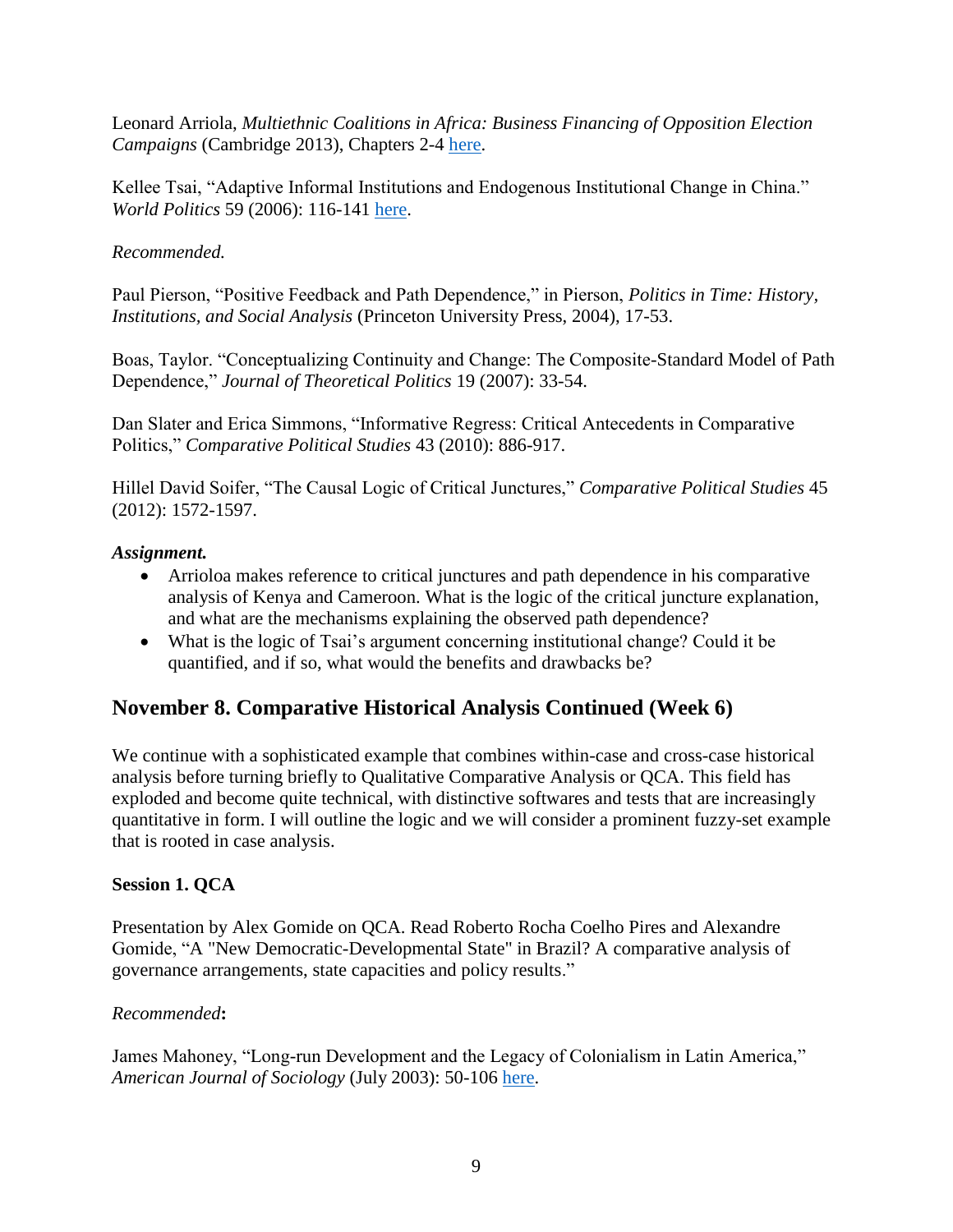Leonard Arriola, *Multiethnic Coalitions in Africa: Business Financing of Opposition Election Campaigns* (Cambridge 2013), Chapters 2-4 here.

Kellee Tsai, "Adaptive Informal Institutions and Endogenous Institutional Change in China." *World Politics* 59 (2006): 116-141 here.

*Recommended.*

Paul Pierson, "Positive Feedback and Path Dependence," in Pierson, *Politics in Time: History, Institutions, and Social Analysis* (Princeton University Press, 2004), 17-53.

Boas, Taylor. "Conceptualizing Continuity and Change: The Composite-Standard Model of Path Dependence," *Journal of Theoretical Politics* 19 (2007): 33-54.

Dan Slater and Erica Simmons, "Informative Regress: Critical Antecedents in Comparative Politics," *Comparative Political Studies* 43 (2010): 886-917.

Hillel David Soifer, "The Causal Logic of Critical Junctures," *Comparative Political Studies* 45 (2012): 1572-1597.

***Assignment.***

- Arrioloa makes reference to critical junctures and path dependence in his comparative analysis of Kenya and Cameroon. What is the logic of the critical juncture explanation, and what are the mechanisms explaining the observed path dependence?
- What is the logic of Tsai's argument concerning institutional change? Could it be quantified, and if so, what would the benefits and drawbacks be?

## November 8. Comparative Historical Analysis Continued (Week 6)

We continue with a sophisticated example that combines within-case and cross-case historical analysis before turning briefly to Qualitative Comparative Analysis or QCA. This field has exploded and become quite technical, with distinctive softwares and tests that are increasingly quantitative in form. I will outline the logic and we will consider a prominent fuzzy-set example that is rooted in case analysis.

### Session 1. QCA

Presentation by Alex Gomide on QCA. Read Roberto Rocha Coelho Pires and Alexandre Gomide, "A "New Democratic-Developmental State" in Brazil? A comparative analysis of governance arrangements, state capacities and policy results."

*Recommended***:**

James Mahoney, "Long-run Development and the Legacy of Colonialism in Latin America," *American Journal of Sociology* (July 2003): 50-106 here.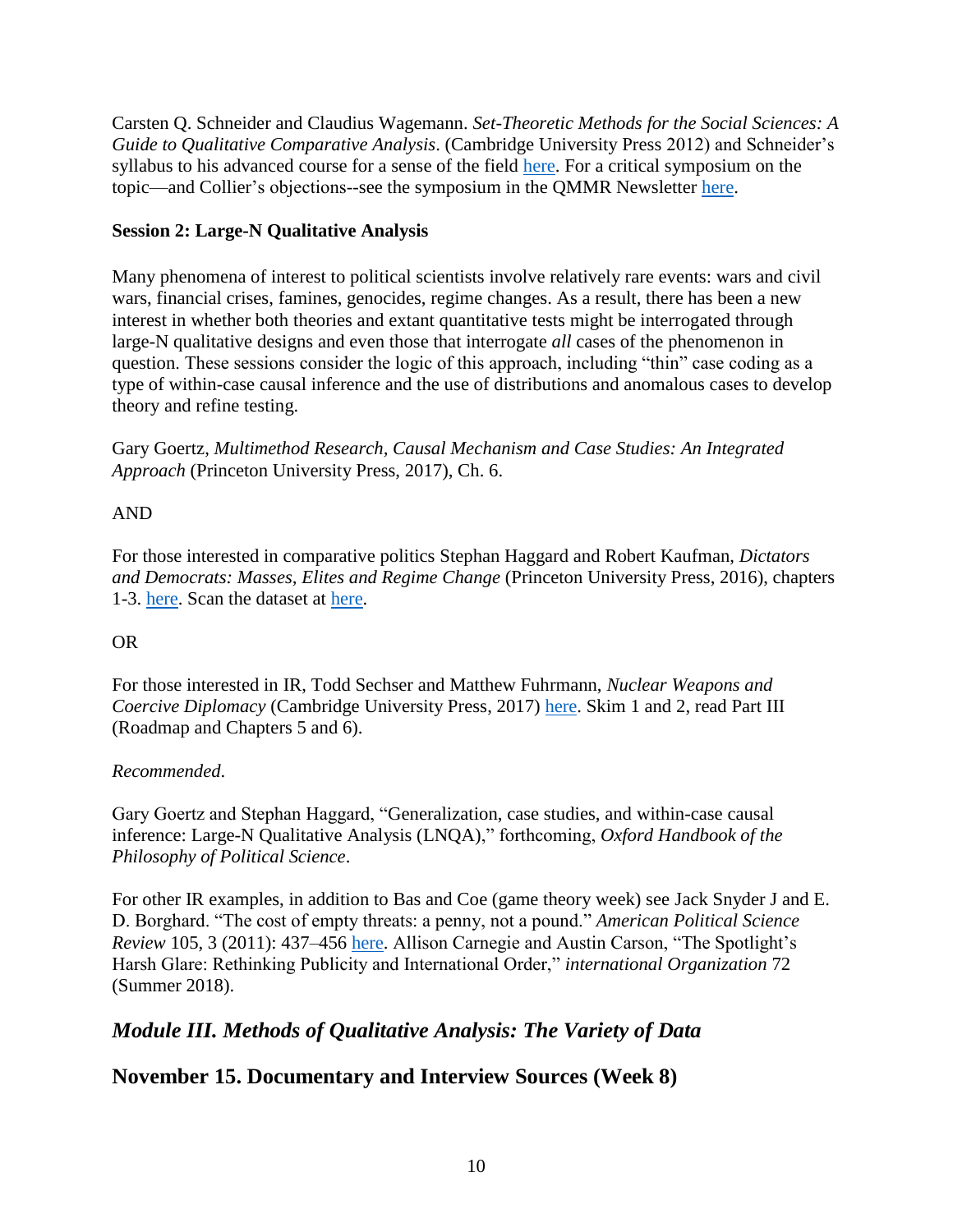Carsten Q. Schneider and Claudius Wagemann. *Set-Theoretic Methods for the Social Sciences: A Guide to Qualitative Comparative Analysis*. (Cambridge University Press 2012) and Schneider's syllabus to his advanced course for a sense of the field here. For a critical symposium on the topic—and Collier's objections--see the symposium in the QMMR Newsletter here.

**Session 2: Large-N Qualitative Analysis**

Many phenomena of interest to political scientists involve relatively rare events: wars and civil wars, financial crises, famines, genocides, regime changes. As a result, there has been a new interest in whether both theories and extant quantitative tests might be interrogated through large-N qualitative designs and even those that interrogate *all* cases of the phenomenon in question. These sessions consider the logic of this approach, including "thin" case coding as a type of within-case causal inference and the use of distributions and anomalous cases to develop theory and refine testing.

Gary Goertz, *Multimethod Research, Causal Mechanism and Case Studies: An Integrated Approach* (Princeton University Press, 2017), Ch. 6.

AND

For those interested in comparative politics Stephan Haggard and Robert Kaufman, *Dictators and Democrats: Masses, Elites and Regime Change* (Princeton University Press, 2016), chapters 1-3. here. Scan the dataset at here.

OR

For those interested in IR, Todd Sechser and Matthew Fuhrmann, *Nuclear Weapons and Coercive Diplomacy* (Cambridge University Press, 2017) here. Skim 1 and 2, read Part III (Roadmap and Chapters 5 and 6).

*Recommended.*

Gary Goertz and Stephan Haggard, "Generalization, case studies, and within-case causal inference: Large-N Qualitative Analysis (LNQA)," forthcoming, *Oxford Handbook of the Philosophy of Political Science*.

For other IR examples, in addition to Bas and Coe (game theory week) see Jack Snyder J and E. D. Borghard. "The cost of empty threats: a penny, not a pound." *American Political Science Review* 105, 3 (2011): 437–456 here. Allison Carnegie and Austin Carson, "The Spotlight's Harsh Glare: Rethinking Publicity and International Order," *international Organization* 72 (Summer 2018).

## *Module III. Methods of Qualitative Analysis: The Variety of Data*

## November 15. Documentary and Interview Sources (Week 8)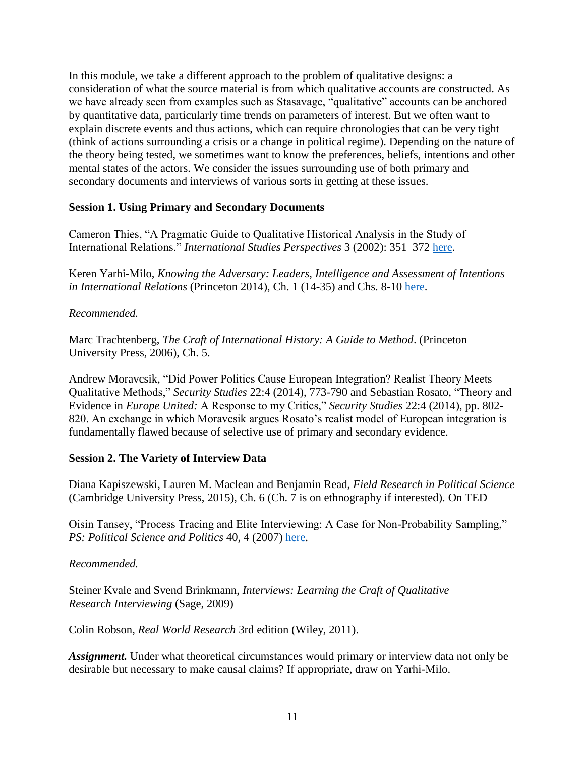In this module, we take a different approach to the problem of qualitative designs: a consideration of what the source material is from which qualitative accounts are constructed. As we have already seen from examples such as Stasavage, "qualitative" accounts can be anchored by quantitative data, particularly time trends on parameters of interest. But we often want to explain discrete events and thus actions, which can require chronologies that can be very tight (think of actions surrounding a crisis or a change in political regime). Depending on the nature of the theory being tested, we sometimes want to know the preferences, beliefs, intentions and other mental states of the actors. We consider the issues surrounding use of both primary and secondary documents and interviews of various sorts in getting at these issues.

**Session 1. Using Primary and Secondary Documents**

Cameron Thies, "A Pragmatic Guide to Qualitative Historical Analysis in the Study of International Relations." *International Studies Perspectives* 3 (2002): 351–372 here.

Keren Yarhi-Milo, *Knowing the Adversary: Leaders, Intelligence and Assessment of Intentions in International Relations* (Princeton 2014), Ch. 1 (14-35) and Chs. 8-10 here.

*Recommended.*

Marc Trachtenberg, *The Craft of International History: A Guide to Method*. (Princeton University Press, 2006), Ch. 5.

Andrew Moravcsik, "Did Power Politics Cause European Integration? Realist Theory Meets Qualitative Methods," *Security Studies* 22:4 (2014), 773-790 and Sebastian Rosato, "Theory and Evidence in *Europe United:* A Response to my Critics," *Security Studies* 22:4 (2014), pp. 802-820. An exchange in which Moravcsik argues Rosato's realist model of European integration is fundamentally flawed because of selective use of primary and secondary evidence.

**Session 2. The Variety of Interview Data**

Diana Kapiszewski, Lauren M. Maclean and Benjamin Read, *Field Research in Political Science* (Cambridge University Press, 2015), Ch. 6 (Ch. 7 is on ethnography if interested). On TED

Oisin Tansey, "Process Tracing and Elite Interviewing: A Case for Non-Probability Sampling," *PS: Political Science and Politics* 40, 4 (2007) here.

*Recommended.*

Steiner Kvale and Svend Brinkmann, *Interviews: Learning the Craft of Qualitative Research Interviewing* (Sage, 2009)

Colin Robson, *Real World Research* 3rd edition (Wiley, 2011).

***Assignment.*** Under what theoretical circumstances would primary or interview data not only be desirable but necessary to make causal claims? If appropriate, draw on Yarhi-Milo.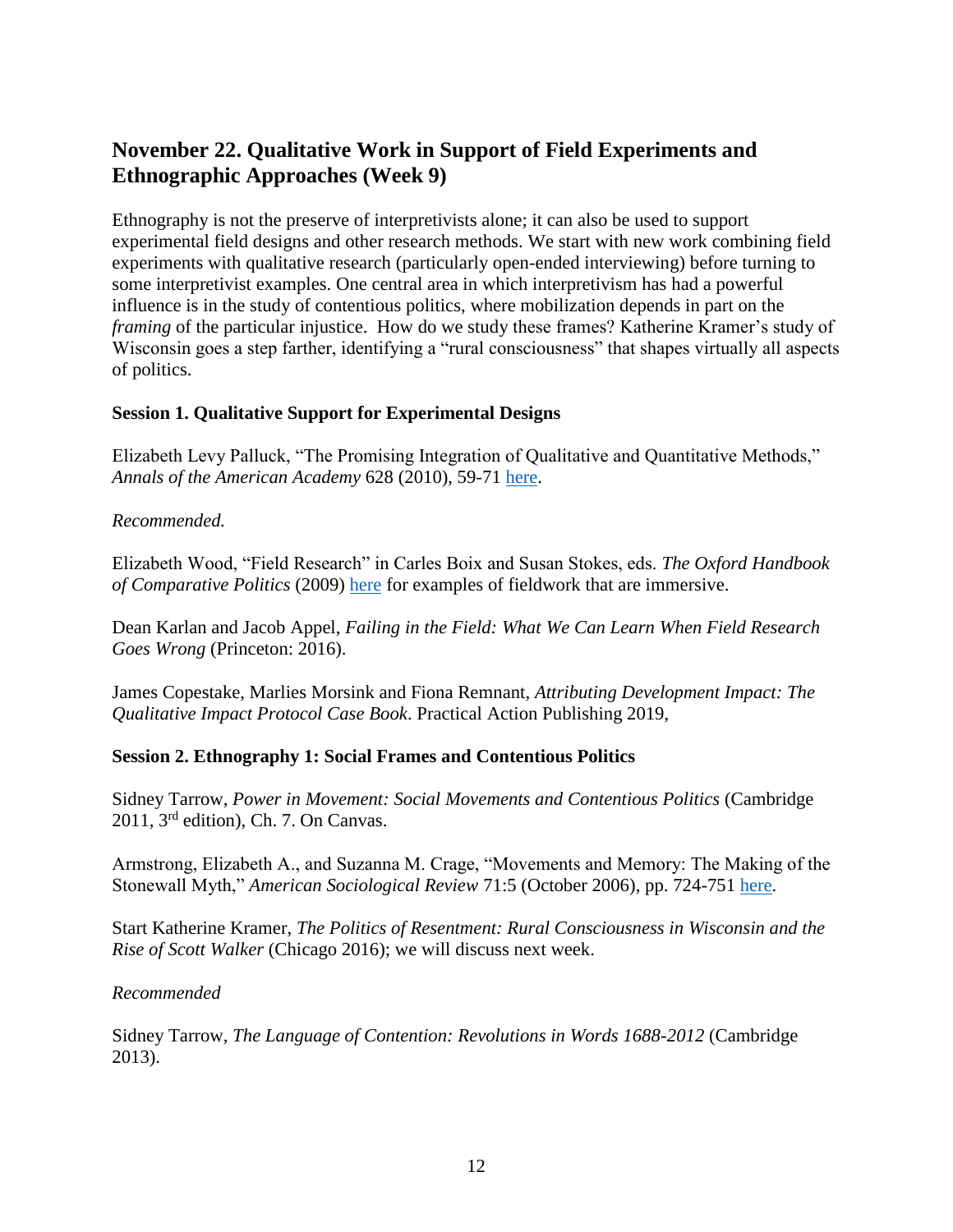## November 22. Qualitative Work in Support of Field Experiments and Ethnographic Approaches (Week 9)

Ethnography is not the preserve of interpretivists alone; it can also be used to support experimental field designs and other research methods. We start with new work combining field experiments with qualitative research (particularly open-ended interviewing) before turning to some interpretivist examples. One central area in which interpretivism has had a powerful influence is in the study of contentious politics, where mobilization depends in part on the *framing* of the particular injustice. How do we study these frames? Katherine Kramer's study of Wisconsin goes a step farther, identifying a "rural consciousness" that shapes virtually all aspects of politics.

### Session 1. Qualitative Support for Experimental Designs

Elizabeth Levy Palluck, "The Promising Integration of Qualitative and Quantitative Methods," *Annals of the American Academy* 628 (2010), 59-71 here.

*Recommended.*

Elizabeth Wood, "Field Research" in Carles Boix and Susan Stokes, eds. *The Oxford Handbook of Comparative Politics* (2009) here for examples of fieldwork that are immersive.

Dean Karlan and Jacob Appel, *Failing in the Field: What We Can Learn When Field Research Goes Wrong* (Princeton: 2016).

James Copestake, Marlies Morsink and Fiona Remnant, *Attributing Development Impact: The Qualitative Impact Protocol Case Book*. Practical Action Publishing 2019,

### Session 2. Ethnography 1: Social Frames and Contentious Politics

Sidney Tarrow, *Power in Movement: Social Movements and Contentious Politics* (Cambridge 2011, 3rd edition), Ch. 7. On Canvas.

Armstrong, Elizabeth A., and Suzanna M. Crage, "Movements and Memory: The Making of the Stonewall Myth," *American Sociological Review* 71:5 (October 2006), pp. 724-751 here.

Start Katherine Kramer, *The Politics of Resentment: Rural Consciousness in Wisconsin and the Rise of Scott Walker* (Chicago 2016); we will discuss next week.

*Recommended*

Sidney Tarrow, *The Language of Contention: Revolutions in Words 1688-2012* (Cambridge 2013).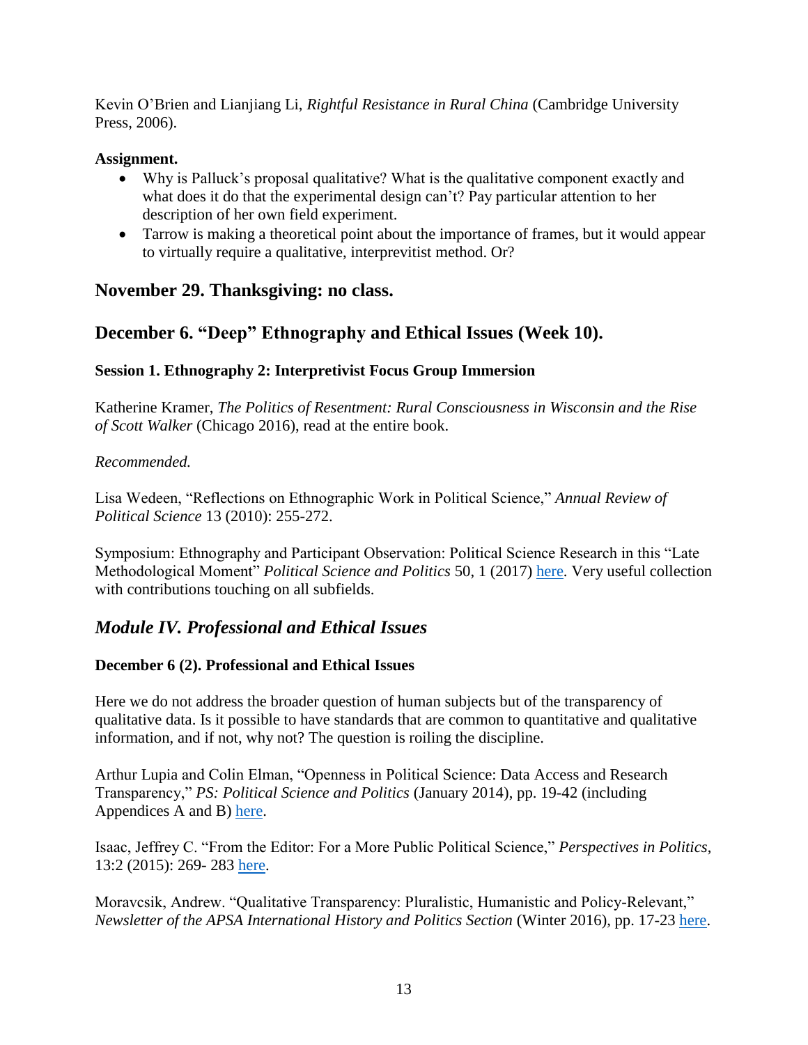Kevin O'Brien and Lianjiang Li, *Rightful Resistance in Rural China* (Cambridge University Press, 2006).

**Assignment.**

- Why is Palluck's proposal qualitative? What is the qualitative component exactly and what does it do that the experimental design can't? Pay particular attention to her description of her own field experiment.
- Tarrow is making a theoretical point about the importance of frames, but it would appear to virtually require a qualitative, interprevitist method. Or?

## November 29. Thanksgiving: no class.

## December 6. "Deep" Ethnography and Ethical Issues (Week 10).

### Session 1. Ethnography 2: Interpretivist Focus Group Immersion

Katherine Kramer, *The Politics of Resentment: Rural Consciousness in Wisconsin and the Rise of Scott Walker* (Chicago 2016), read at the entire book.

*Recommended.*

Lisa Wedeen, "Reflections on Ethnographic Work in Political Science," *Annual Review of Political Science* 13 (2010): 255-272.

Symposium: Ethnography and Participant Observation: Political Science Research in this "Late Methodological Moment" *Political Science and Politics* 50, 1 (2017) here. Very useful collection with contributions touching on all subfields.

## *Module IV. Professional and Ethical Issues*

### December 6 (2). Professional and Ethical Issues

Here we do not address the broader question of human subjects but of the transparency of qualitative data. Is it possible to have standards that are common to quantitative and qualitative information, and if not, why not? The question is roiling the discipline.

Arthur Lupia and Colin Elman, "Openness in Political Science: Data Access and Research Transparency," *PS: Political Science and Politics* (January 2014), pp. 19-42 (including Appendices A and B) here.

Isaac, Jeffrey C. "From the Editor: For a More Public Political Science," *Perspectives in Politics*, 13:2 (2015): 269- 283 here.

Moravcsik, Andrew. "Qualitative Transparency: Pluralistic, Humanistic and Policy-Relevant," *Newsletter of the APSA International History and Politics Section* (Winter 2016), pp. 17-23 here.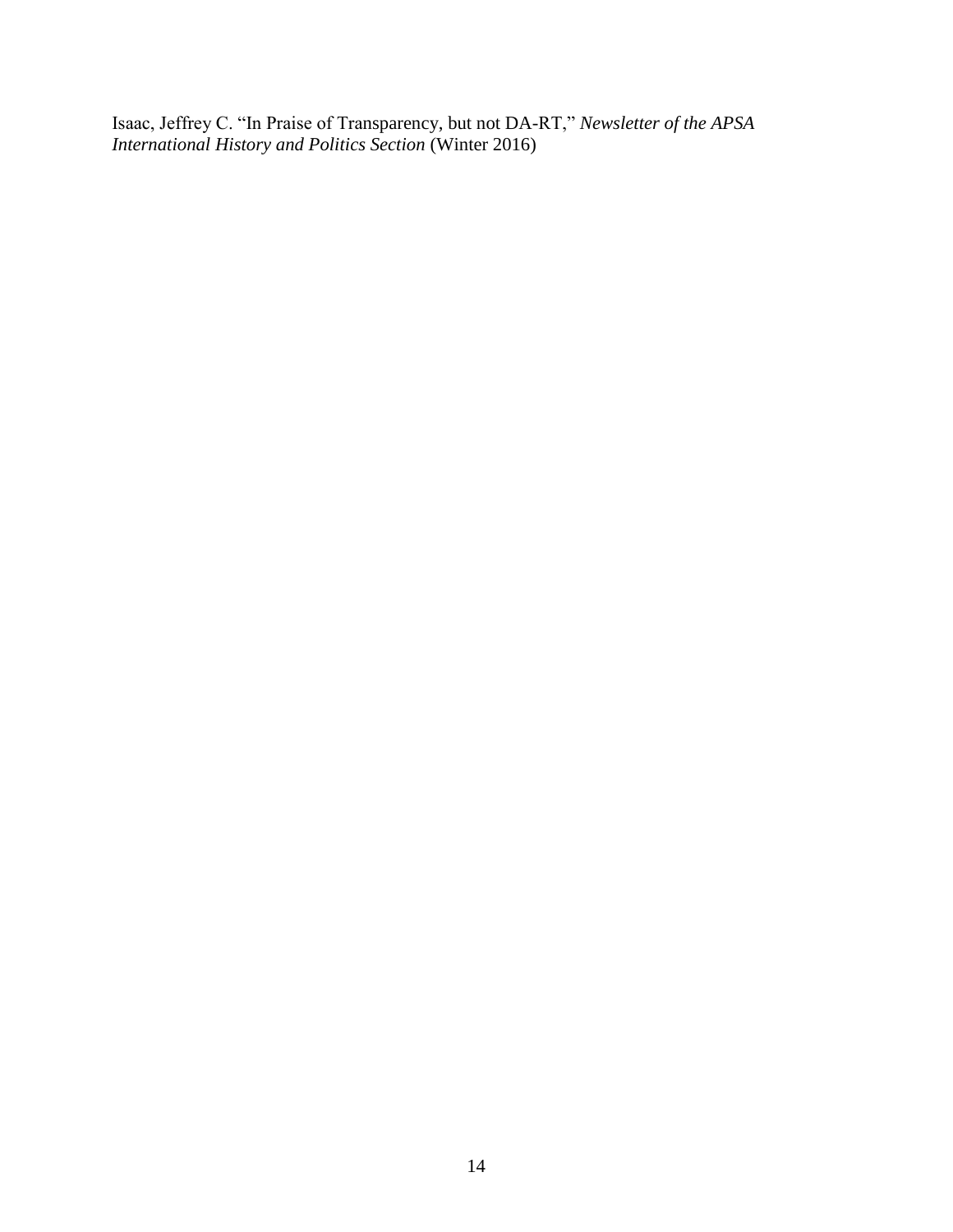Isaac, Jeffrey C. "In Praise of Transparency, but not DA-RT," *Newsletter of the APSA International History and Politics Section* (Winter 2016)